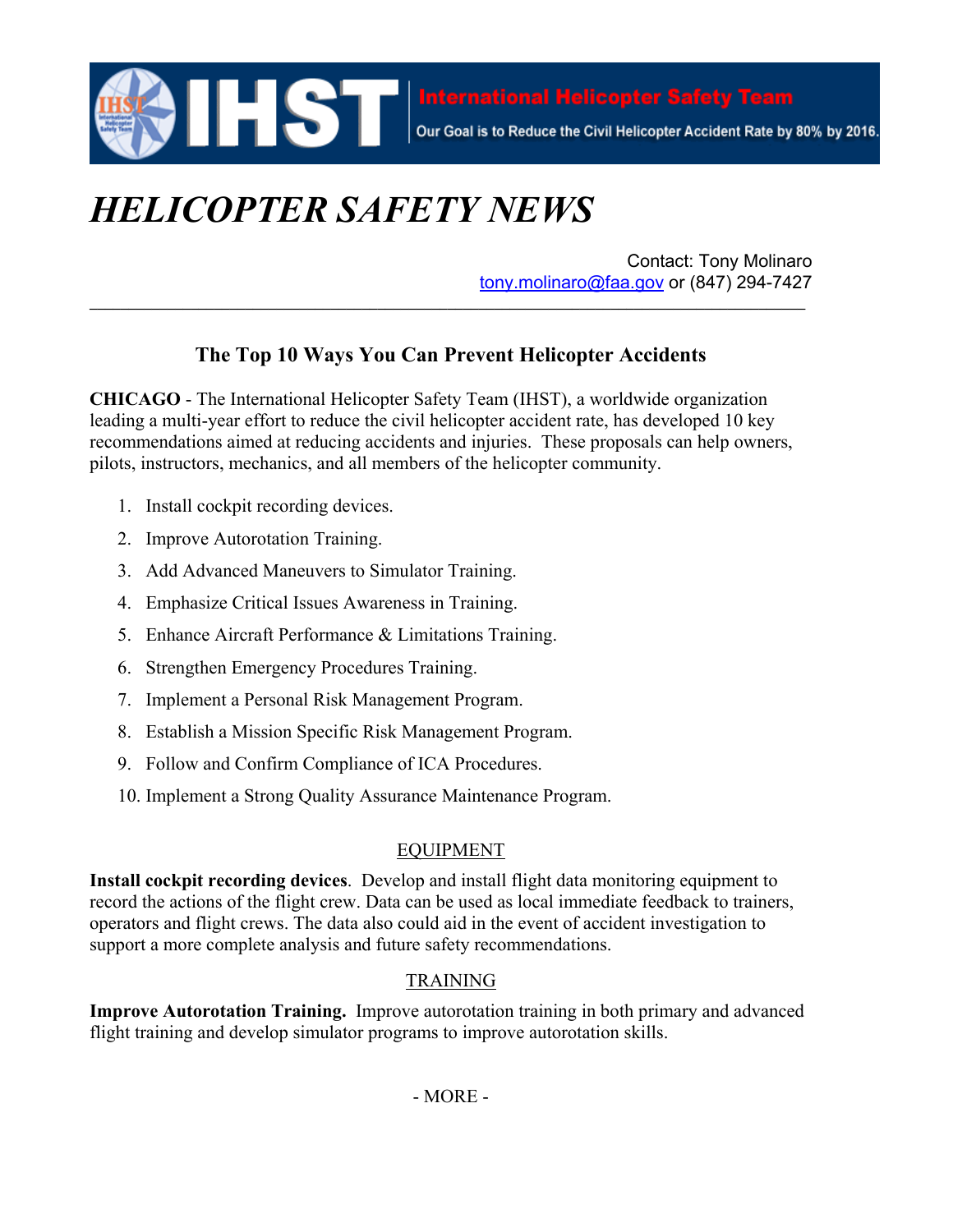**IHST** | **International Helicopter Safety Team**

Our Goal is to Reduce the Civil Helicopter Accident Rate by 80% by 2016.

# *HELICOPTER SAFETY NEWS*

Contact: Tony Molinaro
tony.molinaro@faa.gov or (847) 294-7427

---

## The Top 10 Ways You Can Prevent Helicopter Accidents

**CHICAGO** - The International Helicopter Safety Team (IHST), a worldwide organization leading a multi-year effort to reduce the civil helicopter accident rate, has developed 10 key recommendations aimed at reducing accidents and injuries. These proposals can help owners, pilots, instructors, mechanics, and all members of the helicopter community.

1. Install cockpit recording devices.
2. Improve Autorotation Training.
3. Add Advanced Maneuvers to Simulator Training.
4. Emphasize Critical Issues Awareness in Training.
5. Enhance Aircraft Performance & Limitations Training.
6. Strengthen Emergency Procedures Training.
7. Implement a Personal Risk Management Program.
8. Establish a Mission Specific Risk Management Program.
9. Follow and Confirm Compliance of ICA Procedures.
10. Implement a Strong Quality Assurance Maintenance Program.

### EQUIPMENT

**Install cockpit recording devices**. Develop and install flight data monitoring equipment to record the actions of the flight crew. Data can be used as local immediate feedback to trainers, operators and flight crews. The data also could aid in the event of accident investigation to support a more complete analysis and future safety recommendations.

### TRAINING

**Improve Autorotation Training.** Improve autorotation training in both primary and advanced flight training and develop simulator programs to improve autorotation skills.

- MORE -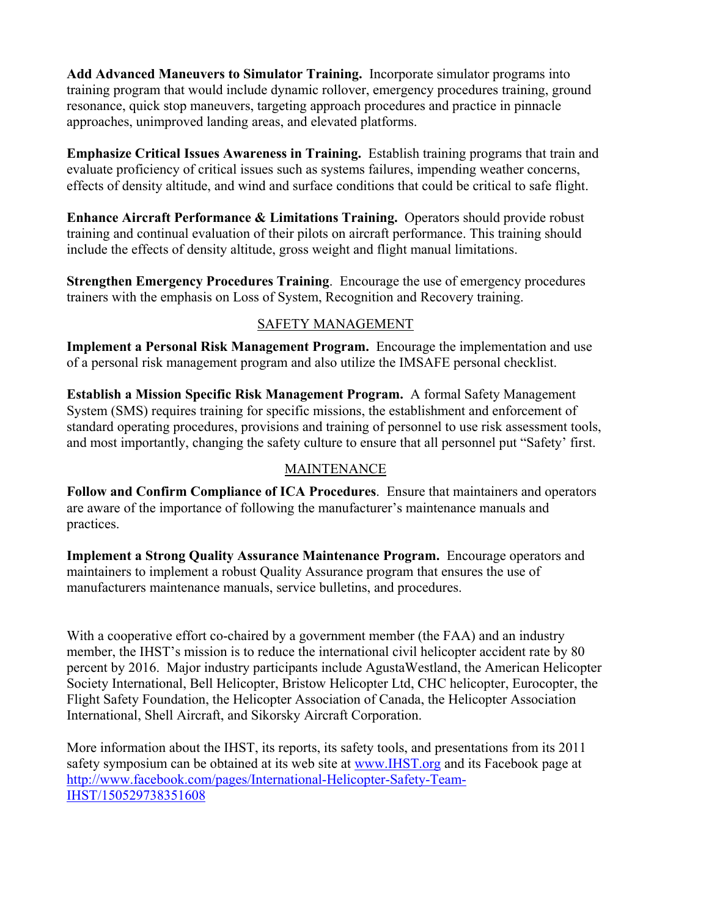**Add Advanced Maneuvers to Simulator Training.** Incorporate simulator programs into training program that would include dynamic rollover, emergency procedures training, ground resonance, quick stop maneuvers, targeting approach procedures and practice in pinnacle approaches, unimproved landing areas, and elevated platforms.

**Emphasize Critical Issues Awareness in Training.** Establish training programs that train and evaluate proficiency of critical issues such as systems failures, impending weather concerns, effects of density altitude, and wind and surface conditions that could be critical to safe flight.

**Enhance Aircraft Performance & Limitations Training.** Operators should provide robust training and continual evaluation of their pilots on aircraft performance. This training should include the effects of density altitude, gross weight and flight manual limitations.

**Strengthen Emergency Procedures Training**. Encourage the use of emergency procedures trainers with the emphasis on Loss of System, Recognition and Recovery training.

## SAFETY MANAGEMENT

**Implement a Personal Risk Management Program.** Encourage the implementation and use of a personal risk management program and also utilize the IMSAFE personal checklist.

**Establish a Mission Specific Risk Management Program.** A formal Safety Management System (SMS) requires training for specific missions, the establishment and enforcement of standard operating procedures, provisions and training of personnel to use risk assessment tools, and most importantly, changing the safety culture to ensure that all personnel put "Safety' first.

## MAINTENANCE

**Follow and Confirm Compliance of ICA Procedures**. Ensure that maintainers and operators are aware of the importance of following the manufacturer's maintenance manuals and practices.

**Implement a Strong Quality Assurance Maintenance Program.** Encourage operators and maintainers to implement a robust Quality Assurance program that ensures the use of manufacturers maintenance manuals, service bulletins, and procedures.

With a cooperative effort co-chaired by a government member (the FAA) and an industry member, the IHST's mission is to reduce the international civil helicopter accident rate by 80 percent by 2016. Major industry participants include AgustaWestland, the American Helicopter Society International, Bell Helicopter, Bristow Helicopter Ltd, CHC helicopter, Eurocopter, the Flight Safety Foundation, the Helicopter Association of Canada, the Helicopter Association International, Shell Aircraft, and Sikorsky Aircraft Corporation.

More information about the IHST, its reports, its safety tools, and presentations from its 2011 safety symposium can be obtained at its web site at www.IHST.org and its Facebook page at http://www.facebook.com/pages/International-Helicopter-Safety-Team-IHST/150529738351608